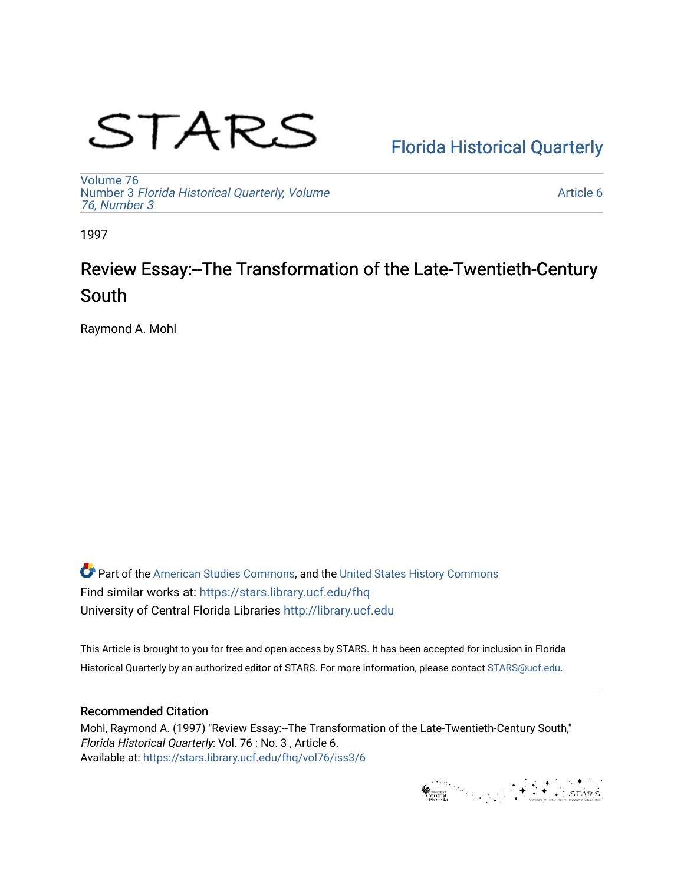STARS

Florida Historical Quarterly

Volume 76
Number 3 *Florida Historical Quarterly, Volume 76, Number 3*

Article 6

1997

# Review Essay:--The Transformation of the Late-Twentieth-Century South

Raymond A. Mohl

Part of the American Studies Commons, and the United States History Commons
Find similar works at: https://stars.library.ucf.edu/fhq
University of Central Florida Libraries http://library.ucf.edu

This Article is brought to you for free and open access by STARS. It has been accepted for inclusion in Florida Historical Quarterly by an authorized editor of STARS. For more information, please contact STARS@ucf.edu.

## Recommended Citation

Mohl, Raymond A. (1997) "Review Essay:--The Transformation of the Late-Twentieth-Century South," *Florida Historical Quarterly*: Vol. 76 : No. 3 , Article 6.
Available at: https://stars.library.ucf.edu/fhq/vol76/iss3/6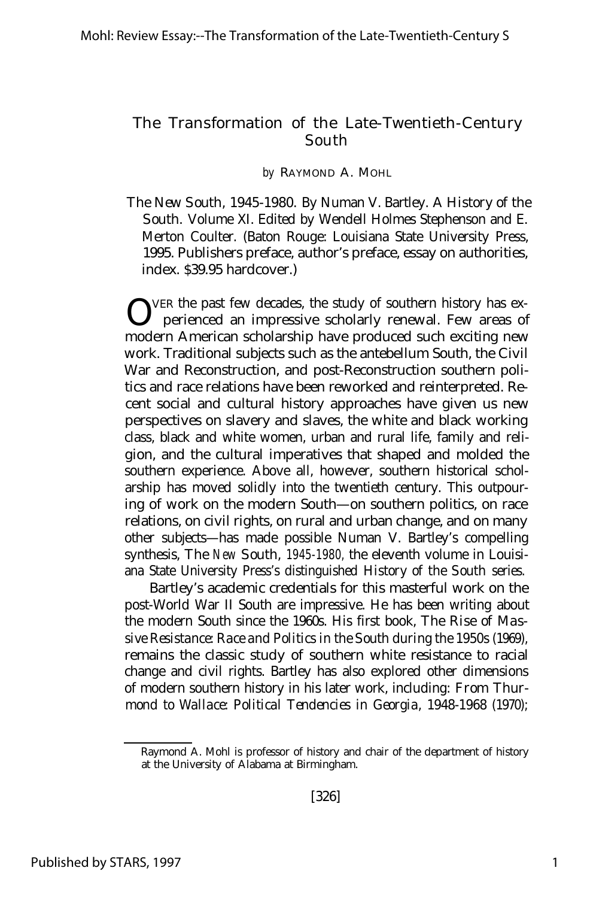# The Transformation of the Late-Twentieth-Century South

*by* RAYMOND A. MOHL

*The New South, 1945-1980*. By Numan V. Bartley. A History of the South. Volume XI. Edited by Wendell Holmes Stephenson and E. Merton Coulter. (Baton Rouge: Louisiana State University Press, 1995. Publishers preface, author's preface, essay on authorities, index. $39.95 hardcover.)

OVER the past few decades, the study of southern history has experienced an impressive scholarly renewal. Few areas of modern American scholarship have produced such exciting new work. Traditional subjects such as the antebellum South, the Civil War and Reconstruction, and post-Reconstruction southern politics and race relations have been reworked and reinterpreted. Recent social and cultural history approaches have given us new perspectives on slavery and slaves, the white and black working class, black and white women, urban and rural life, family and religion, and the cultural imperatives that shaped and molded the southern experience. Above all, however, southern historical scholarship has moved solidly into the twentieth century. This outpouring of work on the modern South—on southern politics, on race relations, on civil rights, on rural and urban change, and on many other subjects—has made possible Numan V. Bartley's compelling synthesis, *The New South, 1945-1980*, the eleventh volume in Louisiana State University Press's distinguished History of the South series.

Bartley's academic credentials for this masterful work on the post-World War II South are impressive. He has been writing about the modern South since the 1960s. His first book, *The Rise of Massive Resistance: Race and Politics in the South during the 1950s* (1969), remains the classic study of southern white resistance to racial change and civil rights. Bartley has also explored other dimensions of modern southern history in his later work, including: *From Thurmond to Wallace: Political Tendencies in Georgia, 1948-1968* (1970);

Raymond A. Mohl is professor of history and chair of the department of history at the University of Alabama at Birmingham.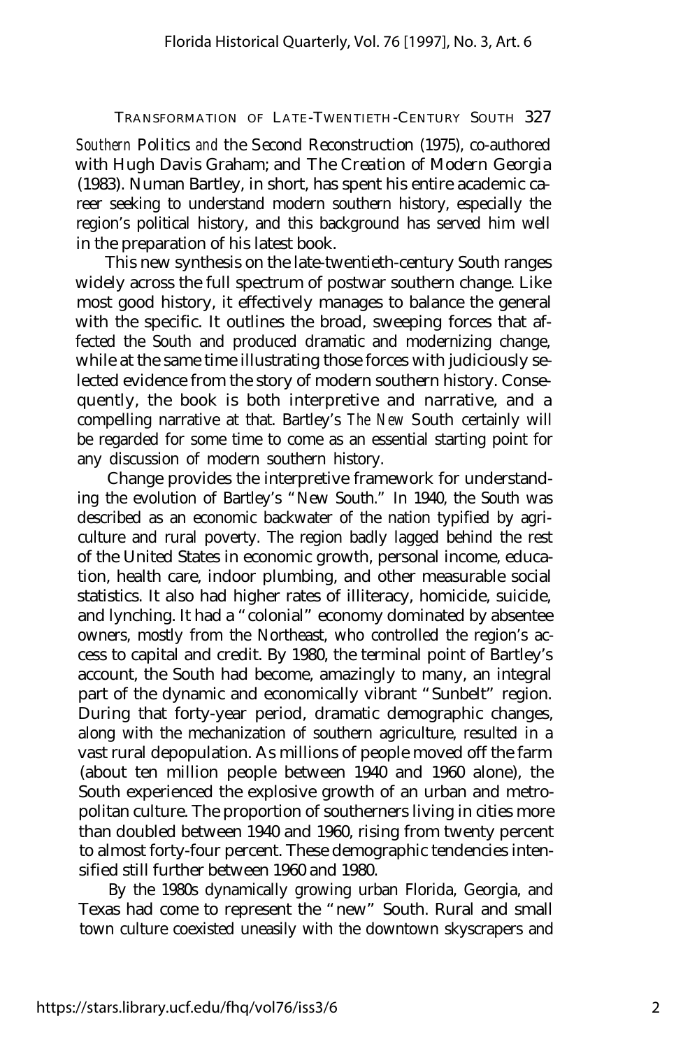*Southern Politics and the Second Reconstruction* (1975), co-authored with Hugh Davis Graham; and *The Creation of Modern Georgia* (1983). Numan Bartley, in short, has spent his entire academic career seeking to understand modern southern history, especially the region's political history, and this background has served him well in the preparation of his latest book.

This new synthesis on the late-twentieth-century South ranges widely across the full spectrum of postwar southern change. Like most good history, it effectively manages to balance the general with the specific. It outlines the broad, sweeping forces that affected the South and produced dramatic and modernizing change, while at the same time illustrating those forces with judiciously selected evidence from the story of modern southern history. Consequently, the book is both interpretive and narrative, and a compelling narrative at that. Bartley's *The New South* certainly will be regarded for some time to come as an essential starting point for any discussion of modern southern history.

Change provides the interpretive framework for understanding the evolution of Bartley's "New South." In 1940, the South was described as an economic backwater of the nation typified by agriculture and rural poverty. The region badly lagged behind the rest of the United States in economic growth, personal income, education, health care, indoor plumbing, and other measurable social statistics. It also had higher rates of illiteracy, homicide, suicide, and lynching. It had a "colonial" economy dominated by absentee owners, mostly from the Northeast, who controlled the region's access to capital and credit. By 1980, the terminal point of Bartley's account, the South had become, amazingly to many, an integral part of the dynamic and economically vibrant "Sunbelt" region. During that forty-year period, dramatic demographic changes, along with the mechanization of southern agriculture, resulted in a vast rural depopulation. As millions of people moved off the farm (about ten million people between 1940 and 1960 alone), the South experienced the explosive growth of an urban and metropolitan culture. The proportion of southerners living in cities more than doubled between 1940 and 1960, rising from twenty percent to almost forty-four percent. These demographic tendencies intensified still further between 1960 and 1980.

By the 1980s dynamically growing urban Florida, Georgia, and Texas had come to represent the "new" South. Rural and small town culture coexisted uneasily with the downtown skyscrapers and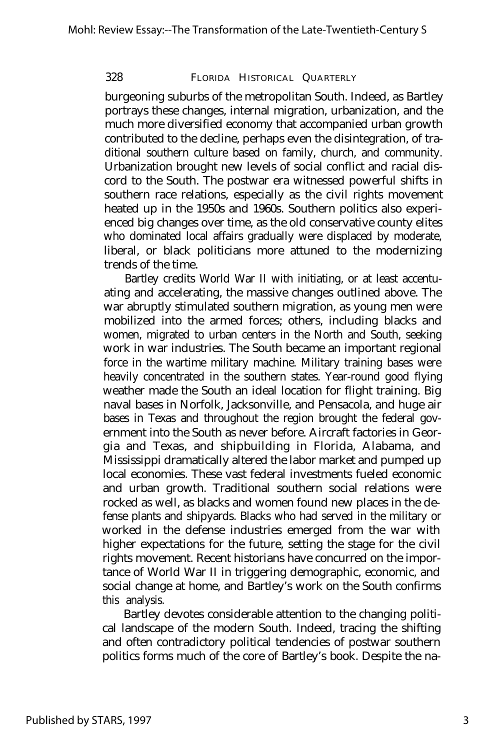burgeoning suburbs of the metropolitan South. Indeed, as Bartley portrays these changes, internal migration, urbanization, and the much more diversified economy that accompanied urban growth contributed to the decline, perhaps even the disintegration, of traditional southern culture based on family, church, and community. Urbanization brought new levels of social conflict and racial discord to the South. The postwar era witnessed powerful shifts in southern race relations, especially as the civil rights movement heated up in the 1950s and 1960s. Southern politics also experienced big changes over time, as the old conservative county elites who dominated local affairs gradually were displaced by moderate, liberal, or black politicians more attuned to the modernizing trends of the time.

Bartley credits World War II with initiating, or at least accentuating and accelerating, the massive changes outlined above. The war abruptly stimulated southern migration, as young men were mobilized into the armed forces; others, including blacks and women, migrated to urban centers in the North and South, seeking work in war industries. The South became an important regional force in the wartime military machine. Military training bases were heavily concentrated in the southern states. Year-round good flying weather made the South an ideal location for flight training. Big naval bases in Norfolk, Jacksonville, and Pensacola, and huge air bases in Texas and throughout the region brought the federal government into the South as never before. Aircraft factories in Georgia and Texas, and shipbuilding in Florida, Alabama, and Mississippi dramatically altered the labor market and pumped up local economies. These vast federal investments fueled economic and urban growth. Traditional southern social relations were rocked as well, as blacks and women found new places in the defense plants and shipyards. Blacks who had served in the military or worked in the defense industries emerged from the war with higher expectations for the future, setting the stage for the civil rights movement. Recent historians have concurred on the importance of World War II in triggering demographic, economic, and social change at home, and Bartley's work on the South confirms this analysis.

Bartley devotes considerable attention to the changing political landscape of the modern South. Indeed, tracing the shifting and often contradictory political tendencies of postwar southern politics forms much of the core of Bartley's book. Despite the na-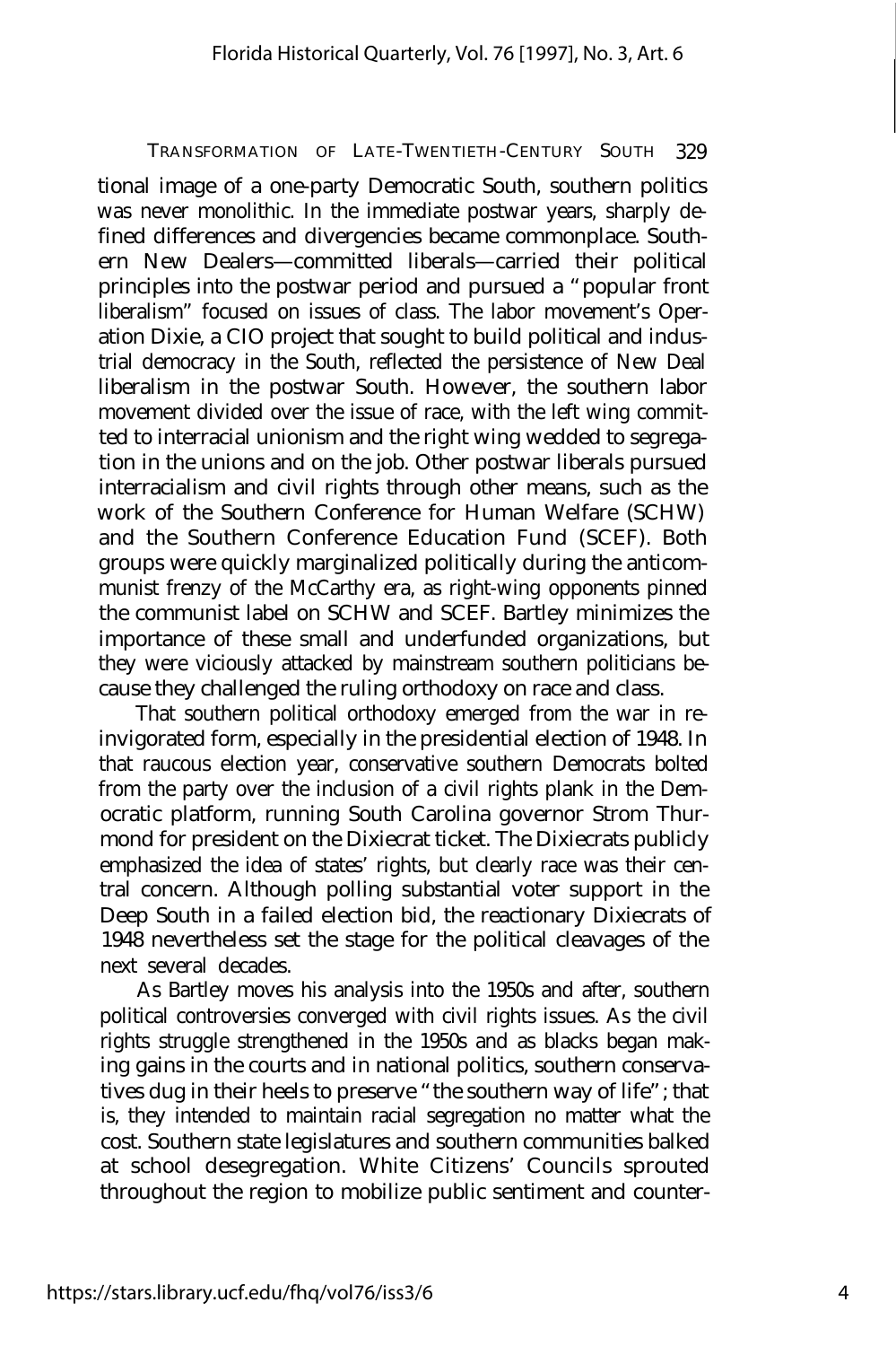tional image of a one-party Democratic South, southern politics was never monolithic. In the immediate postwar years, sharply defined differences and divergencies became commonplace. Southern New Dealers—committed liberals—carried their political principles into the postwar period and pursued a "popular front liberalism" focused on issues of class. The labor movement's Operation Dixie, a CIO project that sought to build political and industrial democracy in the South, reflected the persistence of New Deal liberalism in the postwar South. However, the southern labor movement divided over the issue of race, with the left wing committed to interracial unionism and the right wing wedded to segregation in the unions and on the job. Other postwar liberals pursued interracialism and civil rights through other means, such as the work of the Southern Conference for Human Welfare (SCHW) and the Southern Conference Education Fund (SCEF). Both groups were quickly marginalized politically during the anticommunist frenzy of the McCarthy era, as right-wing opponents pinned the communist label on SCHW and SCEF. Bartley minimizes the importance of these small and underfunded organizations, but they were viciously attacked by mainstream southern politicians because they challenged the ruling orthodoxy on race and class.

That southern political orthodoxy emerged from the war in reinvigorated form, especially in the presidential election of 1948. In that raucous election year, conservative southern Democrats bolted from the party over the inclusion of a civil rights plank in the Democratic platform, running South Carolina governor Strom Thurmond for president on the Dixiecrat ticket. The Dixiecrats publicly emphasized the idea of states' rights, but clearly race was their central concern. Although polling substantial voter support in the Deep South in a failed election bid, the reactionary Dixiecrats of 1948 nevertheless set the stage for the political cleavages of the next several decades.

As Bartley moves his analysis into the 1950s and after, southern political controversies converged with civil rights issues. As the civil rights struggle strengthened in the 1950s and as blacks began making gains in the courts and in national politics, southern conservatives dug in their heels to preserve "the southern way of life"; that is, they intended to maintain racial segregation no matter what the cost. Southern state legislatures and southern communities balked at school desegregation. White Citizens' Councils sprouted throughout the region to mobilize public sentiment and counter-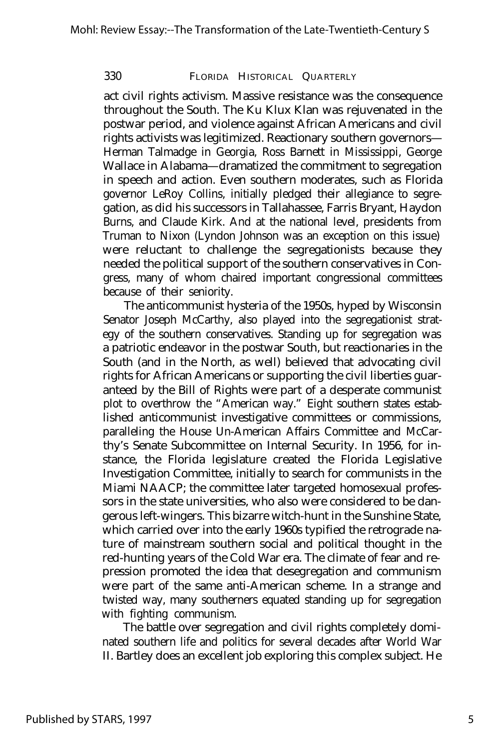act civil rights activism. Massive resistance was the consequence throughout the South. The Ku Klux Klan was rejuvenated in the postwar period, and violence against African Americans and civil rights activists was legitimized. Reactionary southern governors—Herman Talmadge in Georgia, Ross Barnett in Mississippi, George Wallace in Alabama—dramatized the commitment to segregation in speech and action. Even southern moderates, such as Florida governor LeRoy Collins, initially pledged their allegiance to segregation, as did his successors in Tallahassee, Farris Bryant, Haydon Burns, and Claude Kirk. And at the national level, presidents from Truman to Nixon (Lyndon Johnson was an exception on this issue) were reluctant to challenge the segregationists because they needed the political support of the southern conservatives in Congress, many of whom chaired important congressional committees because of their seniority.

The anticommunist hysteria of the 1950s, hyped by Wisconsin Senator Joseph McCarthy, also played into the segregationist strategy of the southern conservatives. Standing up for segregation was a patriotic endeavor in the postwar South, but reactionaries in the South (and in the North, as well) believed that advocating civil rights for African Americans or supporting the civil liberties guaranteed by the Bill of Rights were part of a desperate communist plot to overthrow the "American way." Eight southern states established anticommunist investigative committees or commissions, paralleling the House Un-American Affairs Committee and McCarthy's Senate Subcommittee on Internal Security. In 1956, for instance, the Florida legislature created the Florida Legislative Investigation Committee, initially to search for communists in the Miami NAACP; the committee later targeted homosexual professors in the state universities, who also were considered to be dangerous left-wingers. This bizarre witch-hunt in the Sunshine State, which carried over into the early 1960s typified the retrograde nature of mainstream southern social and political thought in the red-hunting years of the Cold War era. The climate of fear and repression promoted the idea that desegregation and communism were part of the same anti-American scheme. In a strange and twisted way, many southerners equated standing up for segregation with fighting communism.

The battle over segregation and civil rights completely dominated southern life and politics for several decades after World War II. Bartley does an excellent job exploring this complex subject. He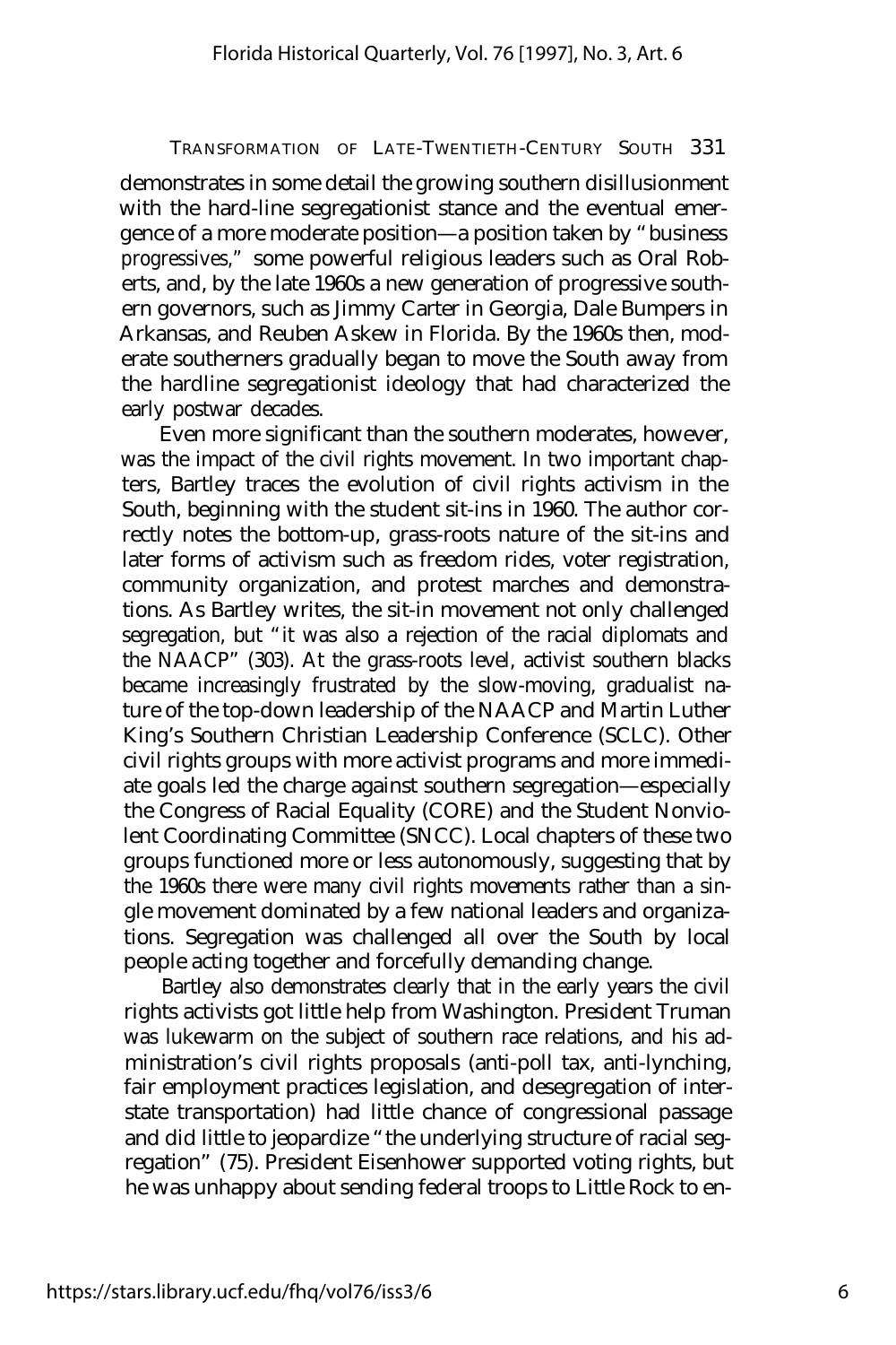demonstrates in some detail the growing southern disillusionment with the hard-line segregationist stance and the eventual emergence of a more moderate position—a position taken by "business progressives," some powerful religious leaders such as Oral Roberts, and, by the late 1960s a new generation of progressive southern governors, such as Jimmy Carter in Georgia, Dale Bumpers in Arkansas, and Reuben Askew in Florida. By the 1960s then, moderate southerners gradually began to move the South away from the hardline segregationist ideology that had characterized the early postwar decades.

Even more significant than the southern moderates, however, was the impact of the civil rights movement. In two important chapters, Bartley traces the evolution of civil rights activism in the South, beginning with the student sit-ins in 1960. The author correctly notes the bottom-up, grass-roots nature of the sit-ins and later forms of activism such as freedom rides, voter registration, community organization, and protest marches and demonstrations. As Bartley writes, the sit-in movement not only challenged segregation, but "it was also a rejection of the racial diplomats and the NAACP" (303). At the grass-roots level, activist southern blacks became increasingly frustrated by the slow-moving, gradualist nature of the top-down leadership of the NAACP and Martin Luther King's Southern Christian Leadership Conference (SCLC). Other civil rights groups with more activist programs and more immediate goals led the charge against southern segregation—especially the Congress of Racial Equality (CORE) and the Student Nonviolent Coordinating Committee (SNCC). Local chapters of these two groups functioned more or less autonomously, suggesting that by the 1960s there were many civil rights movements rather than a single movement dominated by a few national leaders and organizations. Segregation was challenged all over the South by local people acting together and forcefully demanding change.

Bartley also demonstrates clearly that in the early years the civil rights activists got little help from Washington. President Truman was lukewarm on the subject of southern race relations, and his administration's civil rights proposals (anti-poll tax, anti-lynching, fair employment practices legislation, and desegregation of interstate transportation) had little chance of congressional passage and did little to jeopardize "the underlying structure of racial segregation" (75). President Eisenhower supported voting rights, but he was unhappy about sending federal troops to Little Rock to en-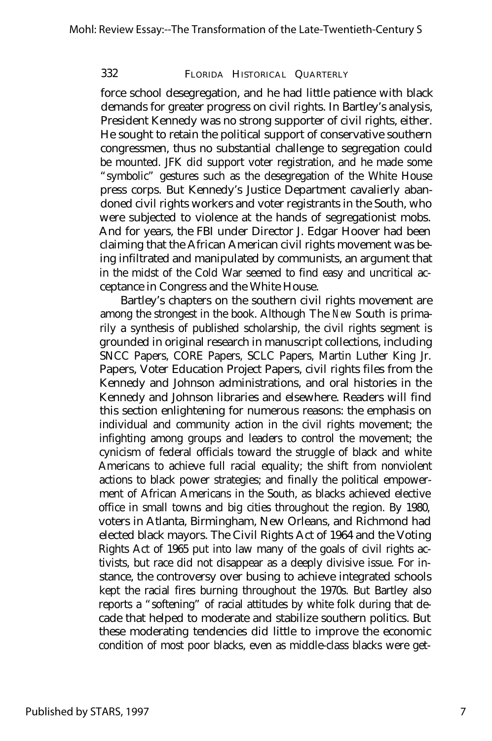force school desegregation, and he had little patience with black demands for greater progress on civil rights. In Bartley's analysis, President Kennedy was no strong supporter of civil rights, either. He sought to retain the political support of conservative southern congressmen, thus no substantial challenge to segregation could be mounted. JFK did support voter registration, and he made some "symbolic" gestures such as the desegregation of the White House press corps. But Kennedy's Justice Department cavalierly abandoned civil rights workers and voter registrants in the South, who were subjected to violence at the hands of segregationist mobs. And for years, the FBI under Director J. Edgar Hoover had been claiming that the African American civil rights movement was being infiltrated and manipulated by communists, an argument that in the midst of the Cold War seemed to find easy and uncritical acceptance in Congress and the White House.

Bartley's chapters on the southern civil rights movement are among the strongest in the book. Although *The New South* is primarily a synthesis of published scholarship, the civil rights segment is grounded in original research in manuscript collections, including SNCC Papers, CORE Papers, SCLC Papers, Martin Luther King Jr. Papers, Voter Education Project Papers, civil rights files from the Kennedy and Johnson administrations, and oral histories in the Kennedy and Johnson libraries and elsewhere. Readers will find this section enlightening for numerous reasons: the emphasis on individual and community action in the civil rights movement; the infighting among groups and leaders to control the movement; the cynicism of federal officials toward the struggle of black and white Americans to achieve full racial equality; the shift from nonviolent actions to black power strategies; and finally the political empowerment of African Americans in the South, as blacks achieved elective office in small towns and big cities throughout the region. By 1980, voters in Atlanta, Birmingham, New Orleans, and Richmond had elected black mayors. The Civil Rights Act of 1964 and the Voting Rights Act of 1965 put into law many of the goals of civil rights activists, but race did not disappear as a deeply divisive issue. For instance, the controversy over busing to achieve integrated schools kept the racial fires burning throughout the 1970s. But Bartley also reports a "softening" of racial attitudes by white folk during that decade that helped to moderate and stabilize southern politics. But these moderating tendencies did little to improve the economic condition of most poor blacks, even as middle-class blacks were get-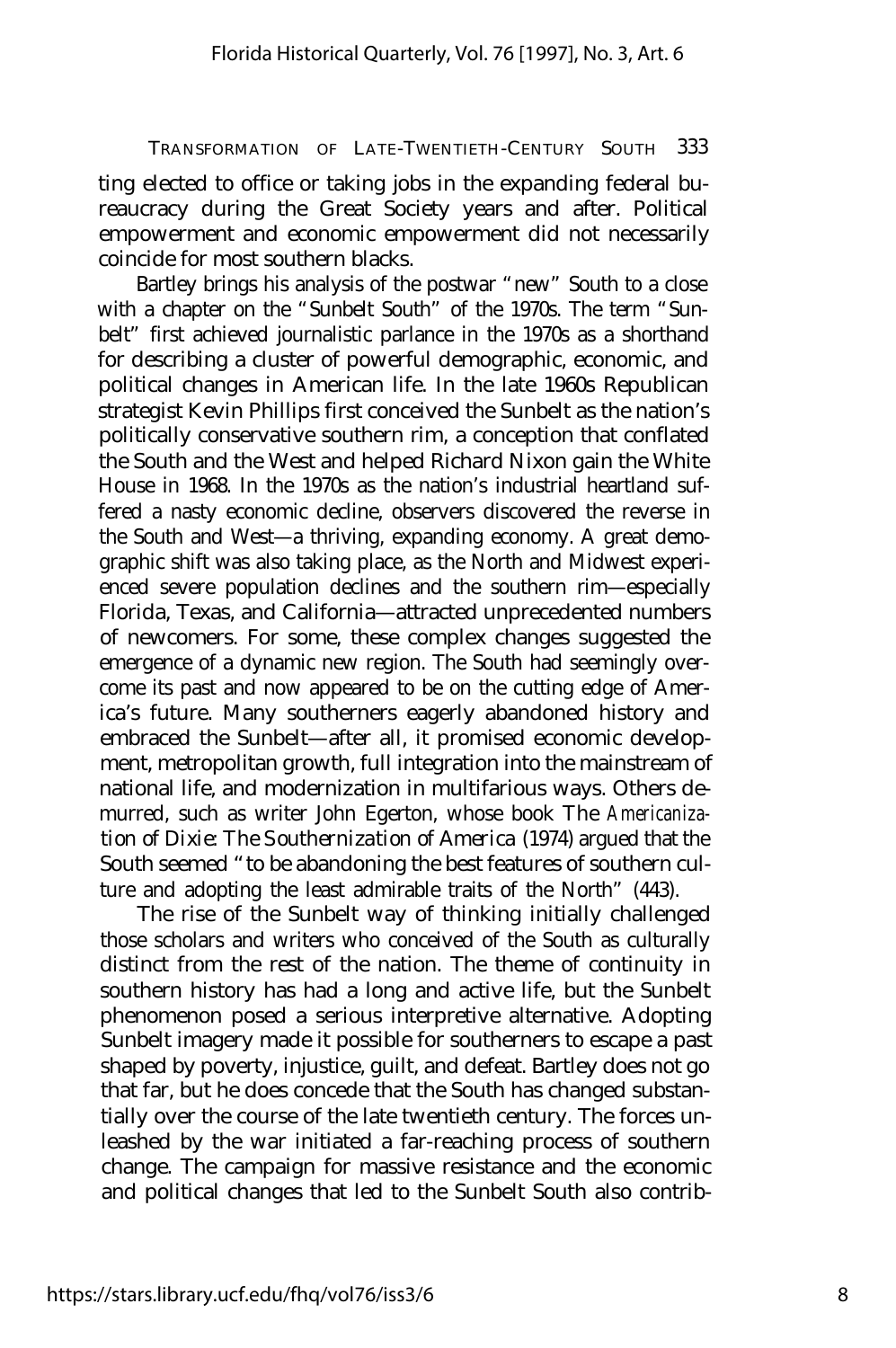ting elected to office or taking jobs in the expanding federal bureaucracy during the Great Society years and after. Political empowerment and economic empowerment did not necessarily coincide for most southern blacks.

Bartley brings his analysis of the postwar "new" South to a close with a chapter on the "Sunbelt South" of the 1970s. The term "Sunbelt" first achieved journalistic parlance in the 1970s as a shorthand for describing a cluster of powerful demographic, economic, and political changes in American life. In the late 1960s Republican strategist Kevin Phillips first conceived the Sunbelt as the nation's politically conservative southern rim, a conception that conflated the South and the West and helped Richard Nixon gain the White House in 1968. In the 1970s as the nation's industrial heartland suffered a nasty economic decline, observers discovered the reverse in the South and West—a thriving, expanding economy. A great demographic shift was also taking place, as the North and Midwest experienced severe population declines and the southern rim—especially Florida, Texas, and California—attracted unprecedented numbers of newcomers. For some, these complex changes suggested the emergence of a dynamic new region. The South had seemingly overcome its past and now appeared to be on the cutting edge of America's future. Many southerners eagerly abandoned history and embraced the Sunbelt—after all, it promised economic development, metropolitan growth, full integration into the mainstream of national life, and modernization in multifarious ways. Others demurred, such as writer John Egerton, whose book *The Americanization of Dixie: The Southernization of America* (1974) argued that the South seemed "to be abandoning the best features of southern culture and adopting the least admirable traits of the North" (443).

The rise of the Sunbelt way of thinking initially challenged those scholars and writers who conceived of the South as culturally distinct from the rest of the nation. The theme of continuity in southern history has had a long and active life, but the Sunbelt phenomenon posed a serious interpretive alternative. Adopting Sunbelt imagery made it possible for southerners to escape a past shaped by poverty, injustice, guilt, and defeat. Bartley does not go that far, but he does concede that the South has changed substantially over the course of the late twentieth century. The forces unleashed by the war initiated a far-reaching process of southern change. The campaign for massive resistance and the economic and political changes that led to the Sunbelt South also contrib-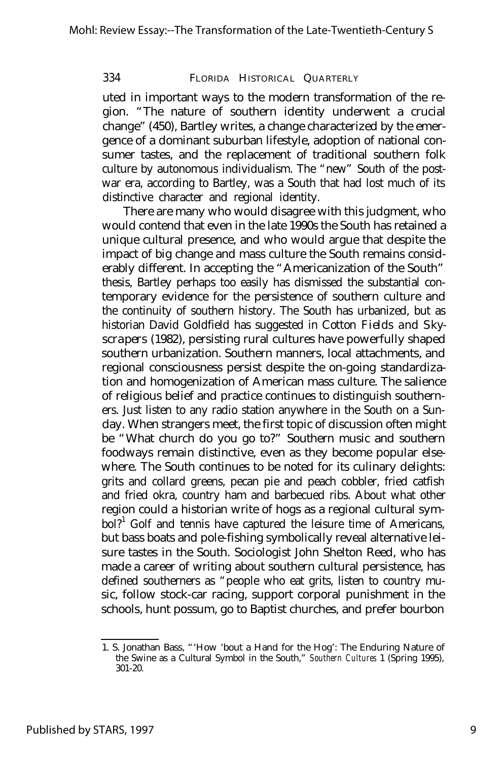uted in important ways to the modern transformation of the region. "The nature of southern identity underwent a crucial change" (450), Bartley writes, a change characterized by the emergence of a dominant suburban lifestyle, adoption of national consumer tastes, and the replacement of traditional southern folk culture by autonomous individualism. The "new" South of the postwar era, according to Bartley, was a South that had lost much of its distinctive character and regional identity.

There are many who would disagree with this judgment, who would contend that even in the late 1990s the South has retained a unique cultural presence, and who would argue that despite the impact of big change and mass culture the South remains considerably different. In accepting the "Americanization of the South" thesis, Bartley perhaps too easily has dismissed the substantial contemporary evidence for the persistence of southern culture and the continuity of southern history. The South has urbanized, but as historian David Goldfield has suggested in *Cotton Fields and Skyscrapers* (1982), persisting rural cultures have powerfully shaped southern urbanization. Southern manners, local attachments, and regional consciousness persist despite the on-going standardization and homogenization of American mass culture. The salience of religious belief and practice continues to distinguish southerners. Just listen to any radio station anywhere in the South on a Sunday. When strangers meet, the first topic of discussion often might be "What church do you go to?" Southern music and southern foodways remain distinctive, even as they become popular elsewhere. The South continues to be noted for its culinary delights: grits and collard greens, pecan pie and peach cobbler, fried catfish and fried okra, country ham and barbecued ribs. About what other region could a historian write of hogs as a regional cultural symbol?[1] Golf and tennis have captured the leisure time of Americans, but bass boats and pole-fishing symbolically reveal alternative leisure tastes in the South. Sociologist John Shelton Reed, who has made a career of writing about southern cultural persistence, has defined southerners as "people who eat grits, listen to country music, follow stock-car racing, support corporal punishment in the schools, hunt possum, go to Baptist churches, and prefer bourbon

1. S. Jonathan Bass, "'How 'bout a Hand for the Hog': The Enduring Nature of the Swine as a Cultural Symbol in the South," *Southern Cultures* 1 (Spring 1995), 301-20.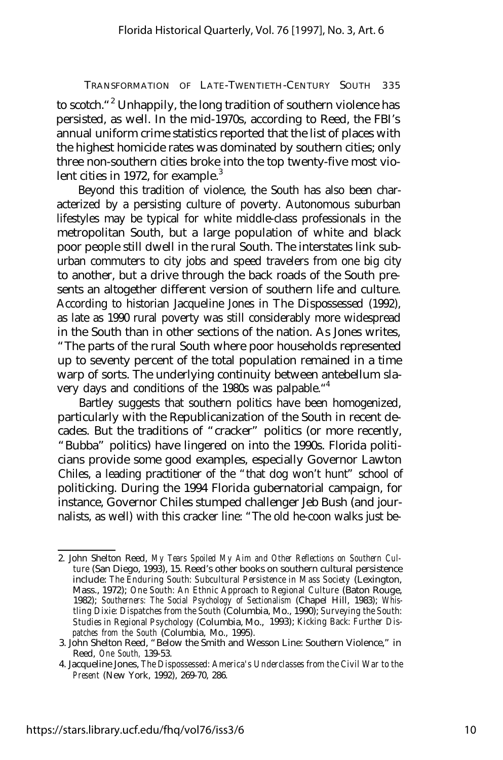to scotch."[2] Unhappily, the long tradition of southern violence has persisted, as well. In the mid-1970s, according to Reed, the FBI's annual uniform crime statistics reported that the list of places with the highest homicide rates was dominated by southern cities; only three non-southern cities broke into the top twenty-five most violent cities in 1972, for example.[3]

Beyond this tradition of violence, the South has also been characterized by a persisting culture of poverty. Autonomous suburban lifestyles may be typical for white middle-class professionals in the metropolitan South, but a large population of white and black poor people still dwell in the rural South. The interstates link suburban commuters to city jobs and speed travelers from one big city to another, but a drive through the back roads of the South presents an altogether different version of southern life and culture. According to historian Jacqueline Jones in The Dispossessed (1992), as late as 1990 rural poverty was still considerably more widespread in the South than in other sections of the nation. As Jones writes, "The parts of the rural South where poor households represented up to seventy percent of the total population remained in a time warp of sorts. The underlying continuity between antebellum slavery days and conditions of the 1980s was palpable."[4]

Bartley suggests that southern politics have been homogenized, particularly with the Republicanization of the South in recent decades. But the traditions of "cracker" politics (or more recently, "Bubba" politics) have lingered on into the 1990s. Florida politicians provide some good examples, especially Governor Lawton Chiles, a leading practitioner of the "that dog won't hunt" school of politicking. During the 1994 Florida gubernatorial campaign, for instance, Governor Chiles stumped challenger Jeb Bush (and journalists, as well) with this cracker line: "The old he-coon walks just be-

---

2. John Shelton Reed, *My Tears Spoiled My Aim and Other Reflections on Southern Culture* (San Diego, 1993), 15. Reed's other books on southern cultural persistence include: *The Enduring South: Subcultural Persistence in Mass Society* (Lexington, Mass., 1972); *One South: An Ethnic Approach to Regional Culture* (Baton Rouge, 1982); *Southerners: The Social Psychology of Sectionalism* (Chapel Hill, 1983); *Whistling Dixie: Dispatches from the South* (Columbia, Mo., 1990); *Surveying the South: Studies in Regional Psychology* (Columbia, Mo., 1993); *Kicking Back: Further Dispatches from the South* (Columbia, Mo., 1995).

3. John Shelton Reed, "Below the Smith and Wesson Line: Southern Violence," in Reed, *One South,* 139-53.

4. Jacqueline Jones, *The Dispossessed: America's Underclasses from the Civil War to the Present* (New York, 1992), 269-70, 286.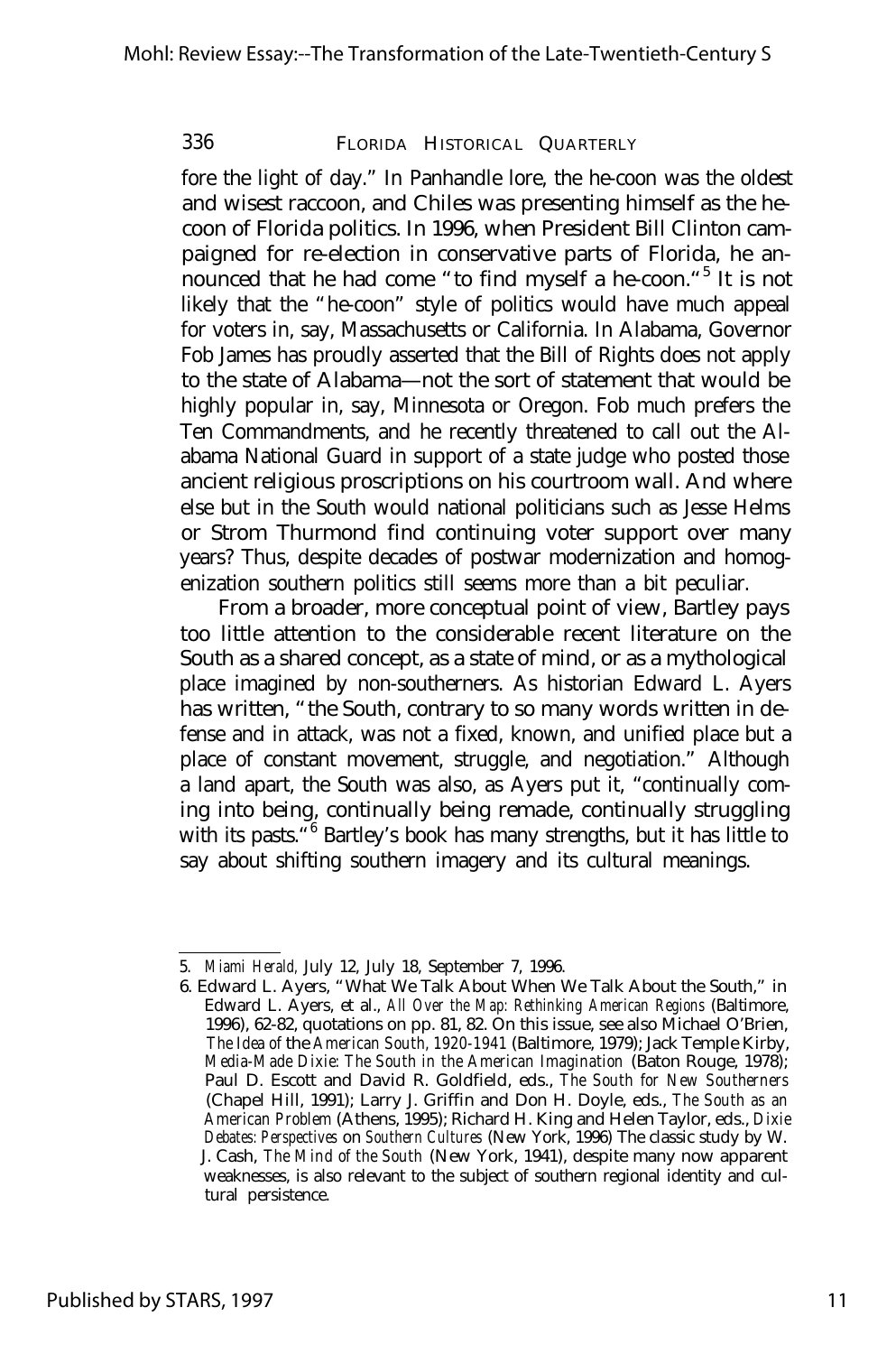fore the light of day." In Panhandle lore, the he-coon was the oldest and wisest raccoon, and Chiles was presenting himself as the he-coon of Florida politics. In 1996, when President Bill Clinton campaigned for re-election in conservative parts of Florida, he announced that he had come "to find myself a he-coon."[5] It is not likely that the "he-coon" style of politics would have much appeal for voters in, say, Massachusetts or California. In Alabama, Governor Fob James has proudly asserted that the Bill of Rights does not apply to the state of Alabama—not the sort of statement that would be highly popular in, say, Minnesota or Oregon. Fob much prefers the Ten Commandments, and he recently threatened to call out the Alabama National Guard in support of a state judge who posted those ancient religious proscriptions on his courtroom wall. And where else but in the South would national politicians such as Jesse Helms or Strom Thurmond find continuing voter support over many years? Thus, despite decades of postwar modernization and homogenization southern politics still seems more than a bit peculiar.

From a broader, more conceptual point of view, Bartley pays too little attention to the considerable recent literature on the South as a shared concept, as a state of mind, or as a mythological place imagined by non-southerners. As historian Edward L. Ayers has written, "the South, contrary to so many words written in defense and in attack, was not a fixed, known, and unified place but a place of constant movement, struggle, and negotiation." Although a land apart, the South was also, as Ayers put it, "continually coming into being, continually being remade, continually struggling with its pasts."[6] Bartley's book has many strengths, but it has little to say about shifting southern imagery and its cultural meanings.

---

5. *Miami Herald,* July 12, July 18, September 7, 1996.

6. Edward L. Ayers, "What We Talk About When We Talk About the South," in Edward L. Ayers, et al., *All Over the Map: Rethinking American Regions* (Baltimore, 1996), 62-82, quotations on pp. 81, 82. On this issue, see also Michael O'Brien, *The Idea of the American South, 1920-1941* (Baltimore, 1979); Jack Temple Kirby, *Media-Made Dixie: The South in the American Imagination* (Baton Rouge, 1978); Paul D. Escott and David R. Goldfield, eds., *The South for New Southerners* (Chapel Hill, 1991); Larry J. Griffin and Don H. Doyle, eds., *The South as an American Problem* (Athens, 1995); Richard H. King and Helen Taylor, eds., *Dixie Debates: Perspectives on Southern Cultures* (New York, 1996) The classic study by W. J. Cash, *The Mind of the South* (New York, 1941), despite many now apparent weaknesses, is also relevant to the subject of southern regional identity and cultural persistence.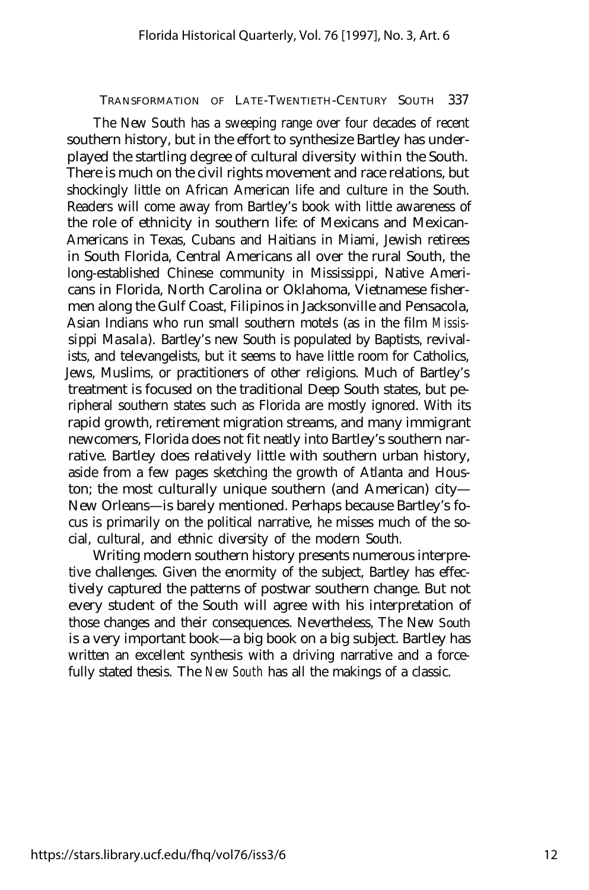*The New South* has a sweeping range over four decades of recent southern history, but in the effort to synthesize Bartley has underplayed the startling degree of cultural diversity within the South. There is much on the civil rights movement and race relations, but shockingly little on African American life and culture in the South. Readers will come away from Bartley's book with little awareness of the role of ethnicity in southern life: of Mexicans and Mexican-Americans in Texas, Cubans and Haitians in Miami, Jewish retirees in South Florida, Central Americans all over the rural South, the long-established Chinese community in Mississippi, Native Americans in Florida, North Carolina or Oklahoma, Vietnamese fishermen along the Gulf Coast, Filipinos in Jacksonville and Pensacola, Asian Indians who run small southern motels (as in the film *Mississippi Masala*). Bartley's new South is populated by Baptists, revivalists, and televangelists, but it seems to have little room for Catholics, Jews, Muslims, or practitioners of other religions. Much of Bartley's treatment is focused on the traditional Deep South states, but peripheral southern states such as Florida are mostly ignored. With its rapid growth, retirement migration streams, and many immigrant newcomers, Florida does not fit neatly into Bartley's southern narrative. Bartley does relatively little with southern urban history, aside from a few pages sketching the growth of Atlanta and Houston; the most culturally unique southern (and American) city—New Orleans—is barely mentioned. Perhaps because Bartley's focus is primarily on the political narrative, he misses much of the social, cultural, and ethnic diversity of the modern South.

Writing modern southern history presents numerous interpretive challenges. Given the enormity of the subject, Bartley has effectively captured the patterns of postwar southern change. But not every student of the South will agree with his interpretation of those changes and their consequences. Nevertheless, *The New South* is a very important book—a big book on a big subject. Bartley has written an excellent synthesis with a driving narrative and a forcefully stated thesis. *The New South* has all the makings of a classic.